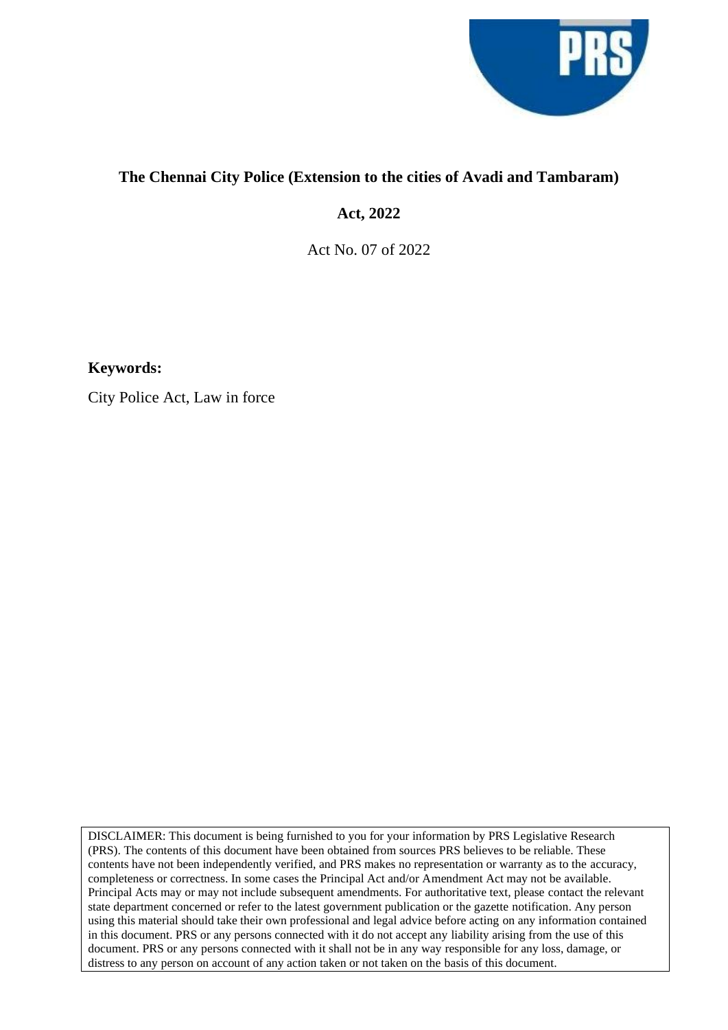# The Chennai City Police (Extension to the cities of Avadi and Tambaram) Act, 2022

Act No. 07 of 2022

**Keywords:**

City Police Act, Law in force

DISCLAIMER: This document is being furnished to you for your information by PRS Legislative Research (PRS). The contents of this document have been obtained from sources PRS believes to be reliable. These contents have not been independently verified, and PRS makes no representation or warranty as to the accuracy, completeness or correctness. In some cases the Principal Act and/or Amendment Act may not be available. Principal Acts may or may not include subsequent amendments. For authoritative text, please contact the relevant state department concerned or refer to the latest government publication or the gazette notification. Any person using this material should take their own professional and legal advice before acting on any information contained in this document. PRS or any persons connected with it do not accept any liability arising from the use of this document. PRS or any persons connected with it shall not be in any way responsible for any loss, damage, or distress to any person on account of any action taken or not taken on the basis of this document.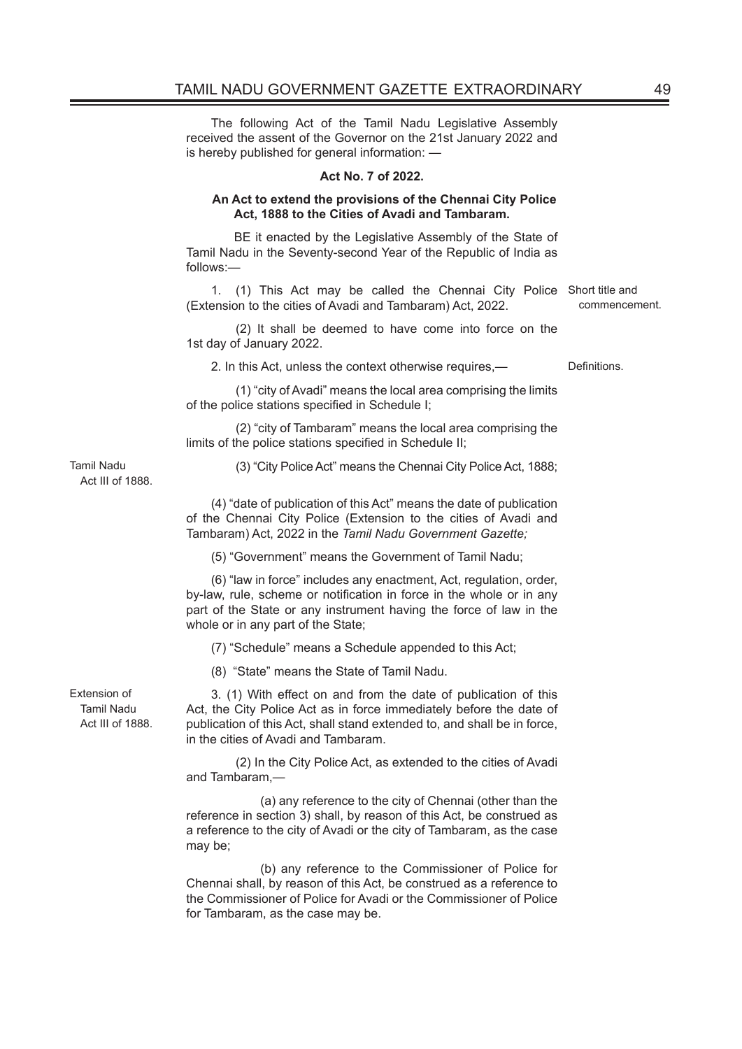The following Act of the Tamil Nadu Legislative Assembly received the assent of the Governor on the 21st January 2022 and is hereby published for general information: —

**Act No. 7 of 2022.**

**An Act to extend the provisions of the Chennai City Police Act, 1888 to the Cities of Avadi and Tambaram.**

BE it enacted by the Legislative Assembly of the State of Tamil Nadu in the Seventy-second Year of the Republic of India as follows:—

Short title and commencement.

1. (1) This Act may be called the Chennai City Police (Extension to the cities of Avadi and Tambaram) Act, 2022.

(2) It shall be deemed to have come into force on the 1st day of January 2022.

Definitions.

2. In this Act, unless the context otherwise requires,—

(1) "city of Avadi" means the local area comprising the limits of the police stations specified in Schedule I;

(2) "city of Tambaram" means the local area comprising the limits of the police stations specified in Schedule II;

(3) "City Police Act" means the Chennai City Police Act, 1888; (Tamil Nadu Act III of 1888.)

(4) "date of publication of this Act" means the date of publication of the Chennai City Police (Extension to the cities of Avadi and Tambaram) Act, 2022 in the *Tamil Nadu Government Gazette;*

(5) "Government" means the Government of Tamil Nadu;

(6) "law in force" includes any enactment, Act, regulation, order, by-law, rule, scheme or notification in force in the whole or in any part of the State or any instrument having the force of law in the whole or in any part of the State;

(7) "Schedule" means a Schedule appended to this Act;

(8) "State" means the State of Tamil Nadu.

Extension of Tamil Nadu Act III of 1888.

3. (1) With effect on and from the date of publication of this Act, the City Police Act as in force immediately before the date of publication of this Act, shall stand extended to, and shall be in force, in the cities of Avadi and Tambaram.

(2) In the City Police Act, as extended to the cities of Avadi and Tambaram,—

(a) any reference to the city of Chennai (other than the reference in section 3) shall, by reason of this Act, be construed as a reference to the city of Avadi or the city of Tambaram, as the case may be;

(b) any reference to the Commissioner of Police for Chennai shall, by reason of this Act, be construed as a reference to the Commissioner of Police for Avadi or the Commissioner of Police for Tambaram, as the case may be.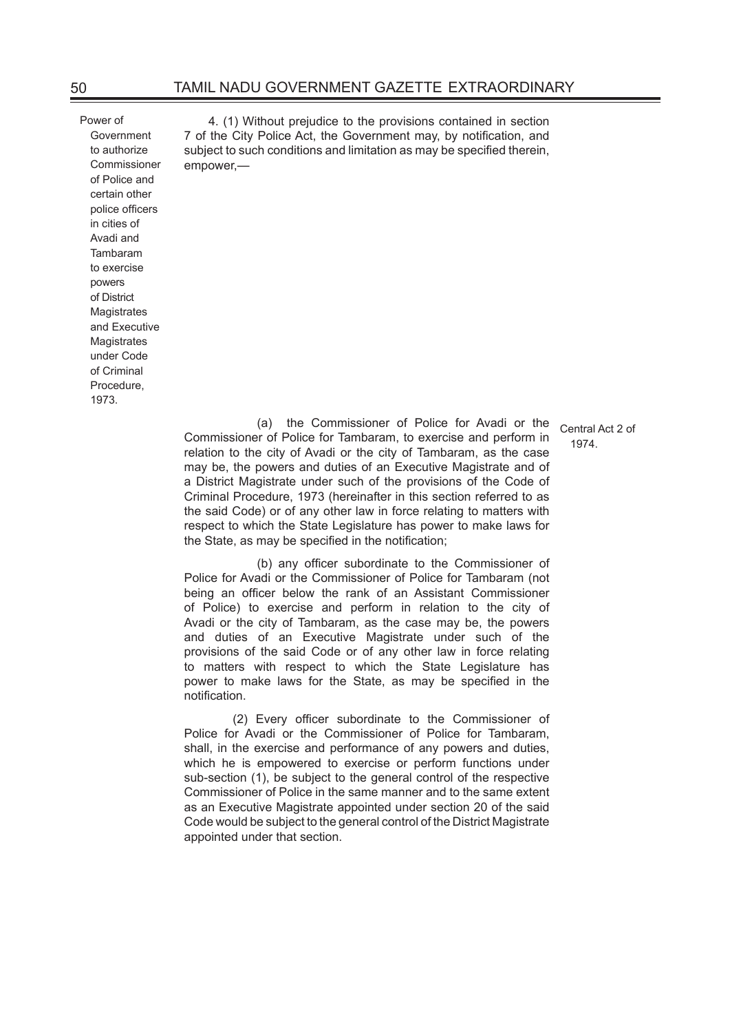Power of Government to authorize Commissioner of Police and certain other police officers in cities of Avadi and Tambaram to exercise powers of District Magistrates and Executive Magistrates under Code of Criminal Procedure, 1973.

4. (1) Without prejudice to the provisions contained in section 7 of the City Police Act, the Government may, by notification, and subject to such conditions and limitation as may be specified therein, empower,—

(a) the Commissioner of Police for Avadi or the Commissioner of Police for Tambaram, to exercise and perform in relation to the city of Avadi or the city of Tambaram, as the case may be, the powers and duties of an Executive Magistrate and of a District Magistrate under such of the provisions of the Code of Criminal Procedure, 1973 (hereinafter in this section referred to as the said Code) or of any other law in force relating to matters with respect to which the State Legislature has power to make laws for the State, as may be specified in the notification;

Central Act 2 of 1974.

(b) any officer subordinate to the Commissioner of Police for Avadi or the Commissioner of Police for Tambaram (not being an officer below the rank of an Assistant Commissioner of Police) to exercise and perform in relation to the city of Avadi or the city of Tambaram, as the case may be, the powers and duties of an Executive Magistrate under such of the provisions of the said Code or of any other law in force relating to matters with respect to which the State Legislature has power to make laws for the State, as may be specified in the notification.

(2) Every officer subordinate to the Commissioner of Police for Avadi or the Commissioner of Police for Tambaram, shall, in the exercise and performance of any powers and duties, which he is empowered to exercise or perform functions under sub-section (1), be subject to the general control of the respective Commissioner of Police in the same manner and to the same extent as an Executive Magistrate appointed under section 20 of the said Code would be subject to the general control of the District Magistrate appointed under that section.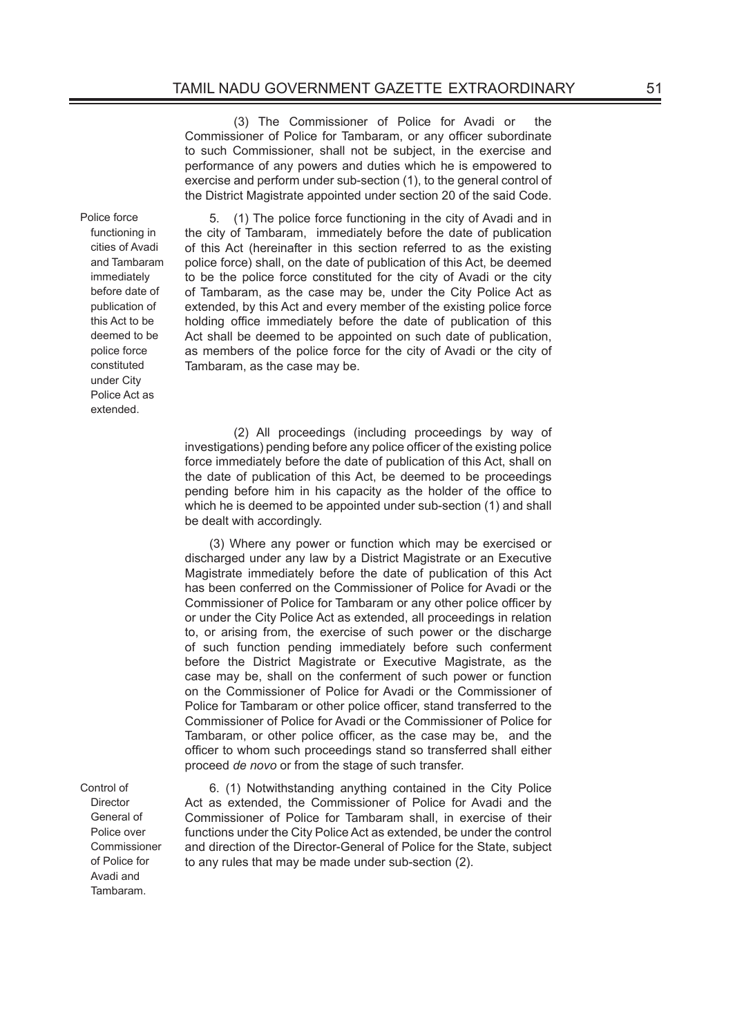(3) The Commissioner of Police for Avadi or the Commissioner of Police for Tambaram, or any officer subordinate to such Commissioner, shall not be subject, in the exercise and performance of any powers and duties which he is empowered to exercise and perform under sub-section (1), to the general control of the District Magistrate appointed under section 20 of the said Code.

Police force functioning in cities of Avadi and Tambaram immediately before date of publication of this Act to be deemed to be police force constituted under City Police Act as extended.

5. (1) The police force functioning in the city of Avadi and in the city of Tambaram, immediately before the date of publication of this Act (hereinafter in this section referred to as the existing police force) shall, on the date of publication of this Act, be deemed to be the police force constituted for the city of Avadi or the city of Tambaram, as the case may be, under the City Police Act as extended, by this Act and every member of the existing police force holding office immediately before the date of publication of this Act shall be deemed to be appointed on such date of publication, as members of the police force for the city of Avadi or the city of Tambaram, as the case may be.

(2) All proceedings (including proceedings by way of investigations) pending before any police officer of the existing police force immediately before the date of publication of this Act, shall on the date of publication of this Act, be deemed to be proceedings pending before him in his capacity as the holder of the office to which he is deemed to be appointed under sub-section (1) and shall be dealt with accordingly.

(3) Where any power or function which may be exercised or discharged under any law by a District Magistrate or an Executive Magistrate immediately before the date of publication of this Act has been conferred on the Commissioner of Police for Avadi or the Commissioner of Police for Tambaram or any other police officer by or under the City Police Act as extended, all proceedings in relation to, or arising from, the exercise of such power or the discharge of such function pending immediately before such conferment before the District Magistrate or Executive Magistrate, as the case may be, shall on the conferment of such power or function on the Commissioner of Police for Avadi or the Commissioner of Police for Tambaram or other police officer, stand transferred to the Commissioner of Police for Avadi or the Commissioner of Police for Tambaram, or other police officer, as the case may be, and the officer to whom such proceedings stand so transferred shall either proceed *de novo* or from the stage of such transfer.

Control of Director General of Police over Commissioner of Police for Avadi and Tambaram.

6. (1) Notwithstanding anything contained in the City Police Act as extended, the Commissioner of Police for Avadi and the Commissioner of Police for Tambaram shall, in exercise of their functions under the City Police Act as extended, be under the control and direction of the Director-General of Police for the State, subject to any rules that may be made under sub-section (2).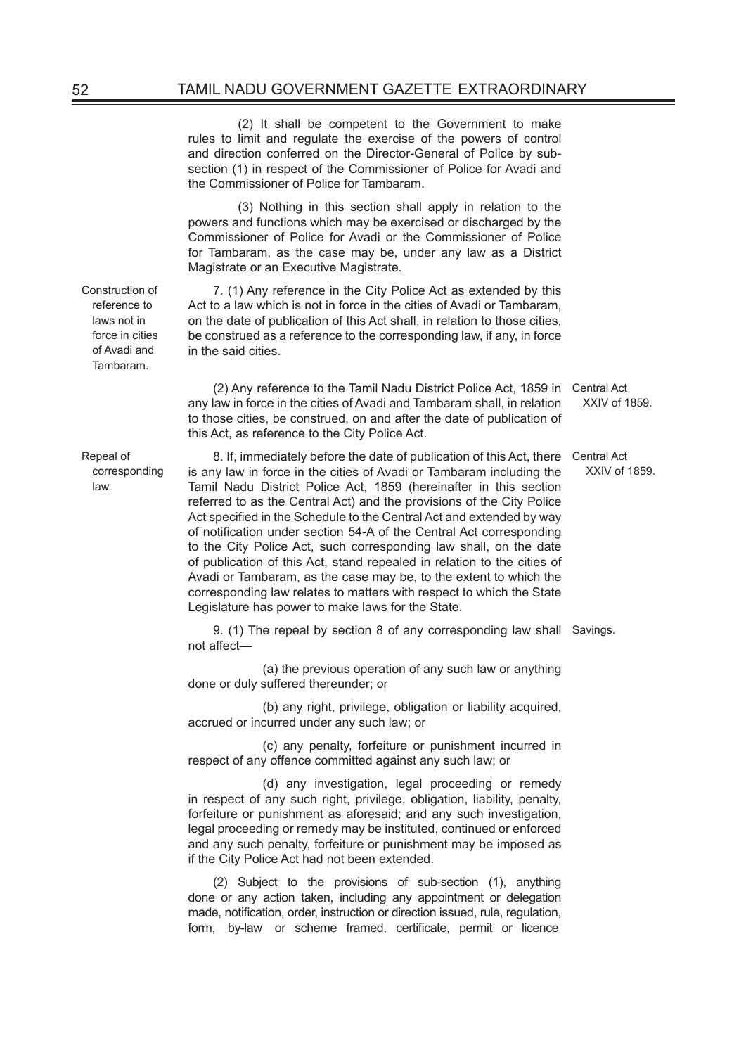(2) It shall be competent to the Government to make rules to limit and regulate the exercise of the powers of control and direction conferred on the Director-General of Police by sub-section (1) in respect of the Commissioner of Police for Avadi and the Commissioner of Police for Tambaram.

(3) Nothing in this section shall apply in relation to the powers and functions which may be exercised or discharged by the Commissioner of Police for Avadi or the Commissioner of Police for Tambaram, as the case may be, under any law as a District Magistrate or an Executive Magistrate.

**Construction of reference to laws not in force in cities of Avadi and Tambaram.**

7. (1) Any reference in the City Police Act as extended by this Act to a law which is not in force in the cities of Avadi or Tambaram, on the date of publication of this Act shall, in relation to those cities, be construed as a reference to the corresponding law, if any, in force in the said cities.

(2) Any reference to the Tamil Nadu District Police Act, 1859 in any law in force in the cities of Avadi and Tambaram shall, in relation to those cities, be construed, on and after the date of publication of this Act, as reference to the City Police Act. *(Central Act XXIV of 1859.)*

**Repeal of corresponding law.**

8. If, immediately before the date of publication of this Act, there is any law in force in the cities of Avadi or Tambaram including the Tamil Nadu District Police Act, 1859 (hereinafter in this section referred to as the Central Act) and the provisions of the City Police Act specified in the Schedule to the Central Act and extended by way of notification under section 54-A of the Central Act corresponding to the City Police Act, such corresponding law shall, on the date of publication of this Act, stand repealed in relation to the cities of Avadi or Tambaram, as the case may be, to the extent to which the corresponding law relates to matters with respect to which the State Legislature has power to make laws for the State. *(Central Act XXIV of 1859.)*

**Savings.**

9. (1) The repeal by section 8 of any corresponding law shall not affect—

(a) the previous operation of any such law or anything done or duly suffered thereunder; or

(b) any right, privilege, obligation or liability acquired, accrued or incurred under any such law; or

(c) any penalty, forfeiture or punishment incurred in respect of any offence committed against any such law; or

(d) any investigation, legal proceeding or remedy in respect of any such right, privilege, obligation, liability, penalty, forfeiture or punishment as aforesaid; and any such investigation, legal proceeding or remedy may be instituted, continued or enforced and any such penalty, forfeiture or punishment may be imposed as if the City Police Act had not been extended.

(2) Subject to the provisions of sub-section (1), anything done or any action taken, including any appointment or delegation made, notification, order, instruction or direction issued, rule, regulation, form, by-law or scheme framed, certificate, permit or licence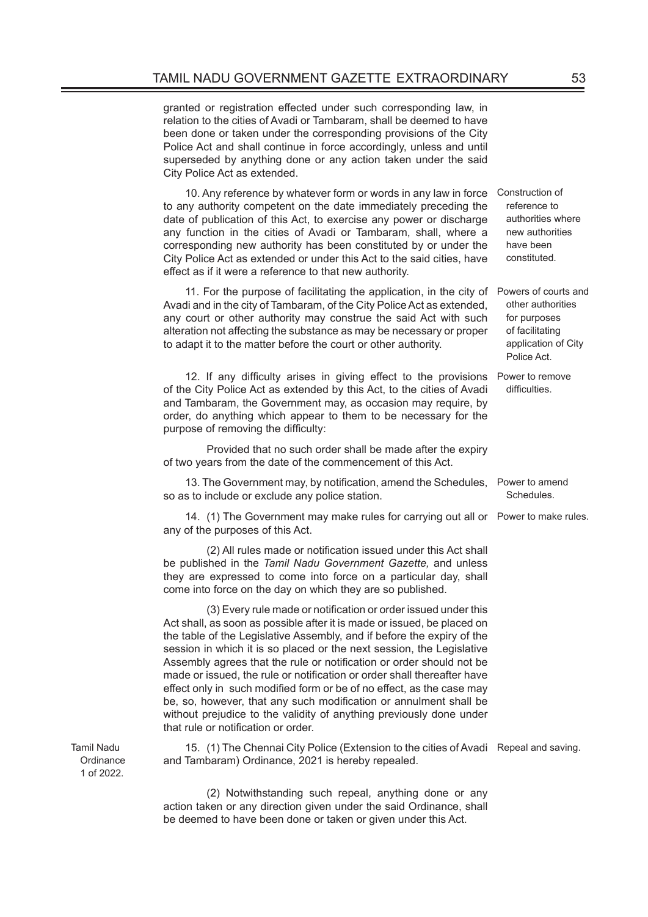granted or registration effected under such corresponding law, in relation to the cities of Avadi or Tambaram, shall be deemed to have been done or taken under the corresponding provisions of the City Police Act and shall continue in force accordingly, unless and until superseded by anything done or any action taken under the said City Police Act as extended.

Construction of reference to authorities where new authorities have been constituted.

10. Any reference by whatever form or words in any law in force to any authority competent on the date immediately preceding the date of publication of this Act, to exercise any power or discharge any function in the cities of Avadi or Tambaram, shall, where a corresponding new authority has been constituted by or under the City Police Act as extended or under this Act to the said cities, have effect as if it were a reference to that new authority.

Powers of courts and other authorities for purposes of facilitating application of City Police Act.

11. For the purpose of facilitating the application, in the city of Avadi and in the city of Tambaram, of the City Police Act as extended, any court or other authority may construe the said Act with such alteration not affecting the substance as may be necessary or proper to adapt it to the matter before the court or other authority.

Power to remove difficulties.

12. If any difficulty arises in giving effect to the provisions of the City Police Act as extended by this Act, to the cities of Avadi and Tambaram, the Government may, as occasion may require, by order, do anything which appear to them to be necessary for the purpose of removing the difficulty:

Provided that no such order shall be made after the expiry of two years from the date of the commencement of this Act.

Power to amend Schedules.

13. The Government may, by notification, amend the Schedules, so as to include or exclude any police station.

Power to make rules.

14. (1) The Government may make rules for carrying out all or any of the purposes of this Act.

(2) All rules made or notification issued under this Act shall be published in the *Tamil Nadu Government Gazette,* and unless they are expressed to come into force on a particular day, shall come into force on the day on which they are so published.

(3) Every rule made or notification or order issued under this Act shall, as soon as possible after it is made or issued, be placed on the table of the Legislative Assembly, and if before the expiry of the session in which it is so placed or the next session, the Legislative Assembly agrees that the rule or notification or order should not be made or issued, the rule or notification or order shall thereafter have effect only in such modified form or be of no effect, as the case may be, so, however, that any such modification or annulment shall be without prejudice to the validity of anything previously done under that rule or notification or order.

Repeal and saving.

Tamil Nadu Ordinance 1 of 2022.

15. (1) The Chennai City Police (Extension to the cities of Avadi and Tambaram) Ordinance, 2021 is hereby repealed.

(2) Notwithstanding such repeal, anything done or any action taken or any direction given under the said Ordinance, shall be deemed to have been done or taken or given under this Act.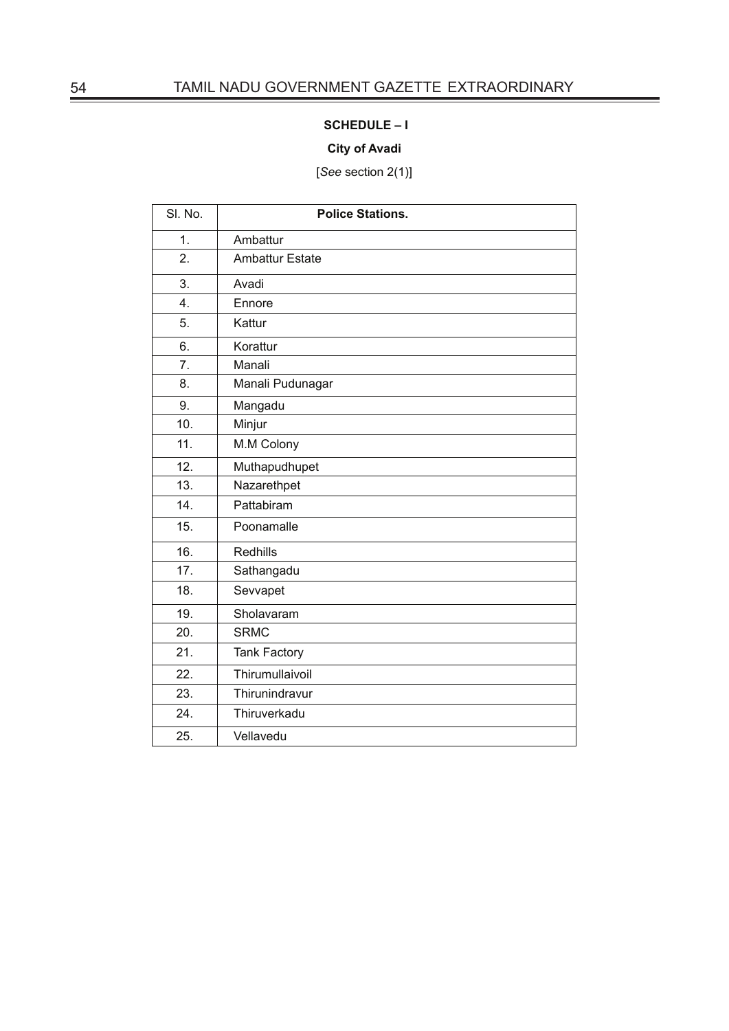**SCHEDULE – I**

**City of Avadi**

[*See* section 2(1)]

| Sl. No. | **Police Stations.** |
|---|---|
| 1. | Ambattur |
| 2. | Ambattur Estate |
| 3. | Avadi |
| 4. | Ennore |
| 5. | Kattur |
| 6. | Korattur |
| 7. | Manali |
| 8. | Manali Pudunagar |
| 9. | Mangadu |
| 10. | Minjur |
| 11. | M.M Colony |
| 12. | Muthapudhupet |
| 13. | Nazarethpet |
| 14. | Pattabiram |
| 15. | Poonamalle |
| 16. | Redhills |
| 17. | Sathangadu |
| 18. | Sevvapet |
| 19. | Sholavaram |
| 20. | SRMC |
| 21. | Tank Factory |
| 22. | Thirumullaivoil |
| 23. | Thirunindravur |
| 24. | Thiruverkadu |
| 25. | Vellavedu |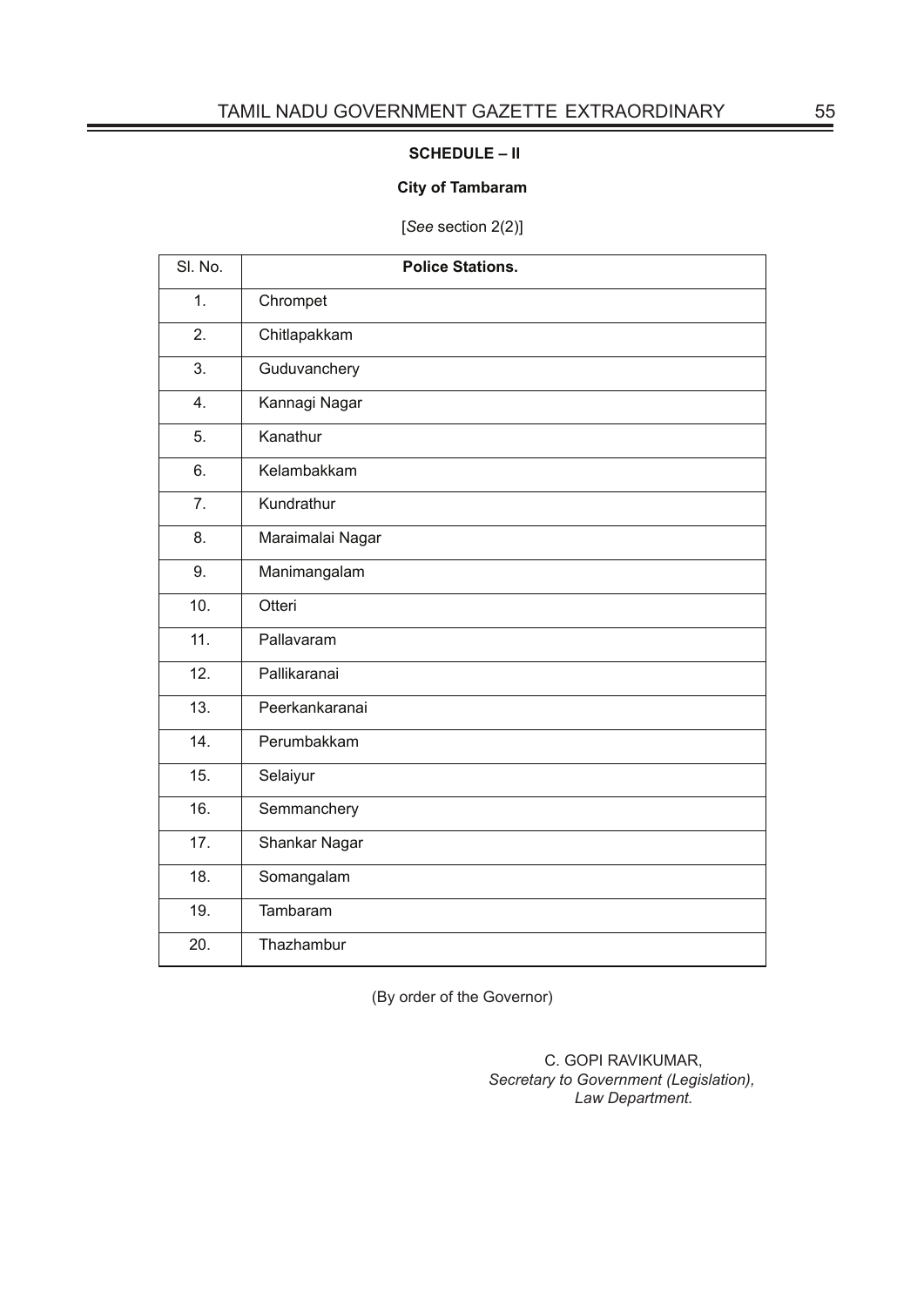**SCHEDULE – II**

**City of Tambaram**

[*See* section 2(2)]

| Sl. No. | Police Stations. |
|---|---|
| 1. | Chrompet |
| 2. | Chitlapakkam |
| 3. | Guduvanchery |
| 4. | Kannagi Nagar |
| 5. | Kanathur |
| 6. | Kelambakkam |
| 7. | Kundrathur |
| 8. | Maraimalai Nagar |
| 9. | Manimangalam |
| 10. | Otteri |
| 11. | Pallavaram |
| 12. | Pallikaranai |
| 13. | Peerkankaranai |
| 14. | Perumbakkam |
| 15. | Selaiyur |
| 16. | Semmanchery |
| 17. | Shankar Nagar |
| 18. | Somangalam |
| 19. | Tambaram |
| 20. | Thazhambur |

(By order of the Governor)

C. GOPI RAVIKUMAR,
*Secretary to Government (Legislation),*
*Law Department.*